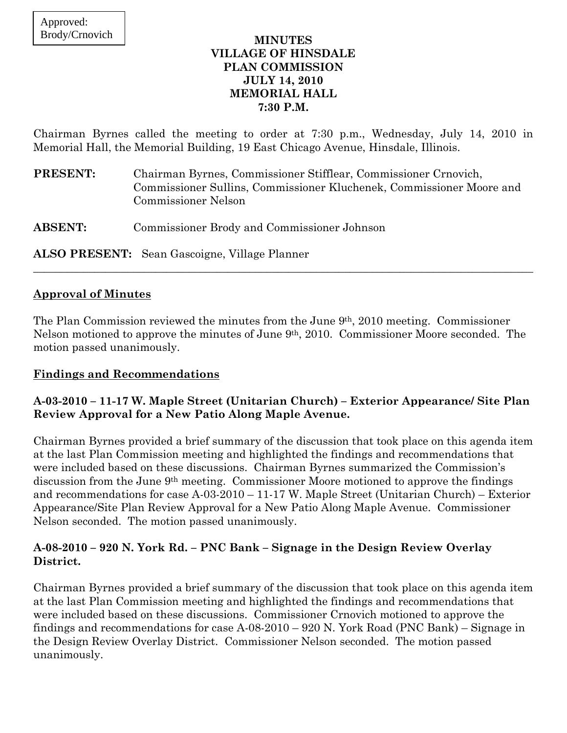Approved: Brody/Crnovich

# MINUTES
# VILLAGE OF HINSDALE
# PLAN COMMISSION
# JULY 14, 2010
# MEMORIAL HALL
# 7:30 P.M.

Chairman Byrnes called the meeting to order at 7:30 p.m., Wednesday, July 14, 2010 in Memorial Hall, the Memorial Building, 19 East Chicago Avenue, Hinsdale, Illinois.

**PRESENT:** Chairman Byrnes, Commissioner Stifflear, Commissioner Crnovich, Commissioner Sullins, Commissioner Kluchenek, Commissioner Moore and Commissioner Nelson

**ABSENT:** Commissioner Brody and Commissioner Johnson

**ALSO PRESENT:** Sean Gascoigne, Village Planner

---

## Approval of Minutes

The Plan Commission reviewed the minutes from the June 9th, 2010 meeting. Commissioner Nelson motioned to approve the minutes of June 9th, 2010. Commissioner Moore seconded. The motion passed unanimously.

## Findings and Recommendations

### A-03-2010 – 11-17 W. Maple Street (Unitarian Church) – Exterior Appearance/ Site Plan Review Approval for a New Patio Along Maple Avenue.

Chairman Byrnes provided a brief summary of the discussion that took place on this agenda item at the last Plan Commission meeting and highlighted the findings and recommendations that were included based on these discussions. Chairman Byrnes summarized the Commission's discussion from the June 9th meeting. Commissioner Moore motioned to approve the findings and recommendations for case A-03-2010 – 11-17 W. Maple Street (Unitarian Church) – Exterior Appearance/Site Plan Review Approval for a New Patio Along Maple Avenue. Commissioner Nelson seconded. The motion passed unanimously.

### A-08-2010 – 920 N. York Rd. – PNC Bank – Signage in the Design Review Overlay District.

Chairman Byrnes provided a brief summary of the discussion that took place on this agenda item at the last Plan Commission meeting and highlighted the findings and recommendations that were included based on these discussions. Commissioner Crnovich motioned to approve the findings and recommendations for case A-08-2010 – 920 N. York Road (PNC Bank) – Signage in the Design Review Overlay District. Commissioner Nelson seconded. The motion passed unanimously.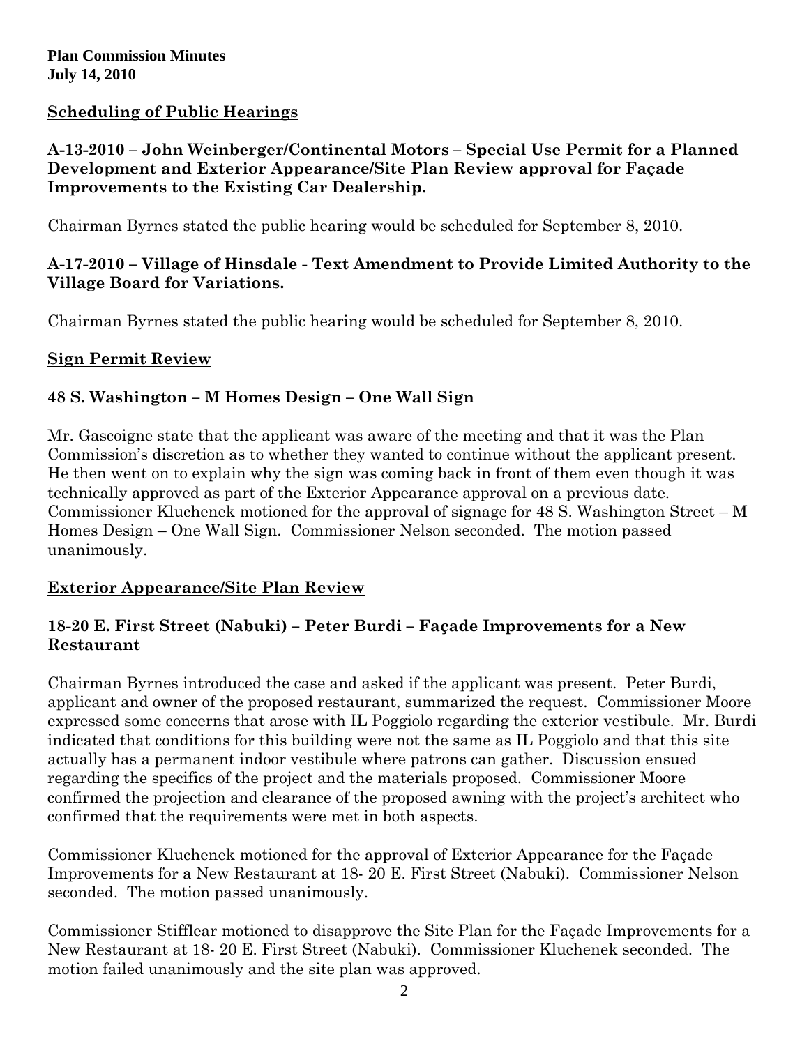## Scheduling of Public Hearings

### A-13-2010 – John Weinberger/Continental Motors – Special Use Permit for a Planned Development and Exterior Appearance/Site Plan Review approval for Façade Improvements to the Existing Car Dealership.

Chairman Byrnes stated the public hearing would be scheduled for September 8, 2010.

### A-17-2010 – Village of Hinsdale - Text Amendment to Provide Limited Authority to the Village Board for Variations.

Chairman Byrnes stated the public hearing would be scheduled for September 8, 2010.

## Sign Permit Review

### 48 S. Washington – M Homes Design – One Wall Sign

Mr. Gascoigne state that the applicant was aware of the meeting and that it was the Plan Commission's discretion as to whether they wanted to continue without the applicant present. He then went on to explain why the sign was coming back in front of them even though it was technically approved as part of the Exterior Appearance approval on a previous date. Commissioner Kluchenek motioned for the approval of signage for 48 S. Washington Street – M Homes Design – One Wall Sign. Commissioner Nelson seconded. The motion passed unanimously.

## Exterior Appearance/Site Plan Review

### 18-20 E. First Street (Nabuki) – Peter Burdi – Façade Improvements for a New Restaurant

Chairman Byrnes introduced the case and asked if the applicant was present. Peter Burdi, applicant and owner of the proposed restaurant, summarized the request. Commissioner Moore expressed some concerns that arose with IL Poggiolo regarding the exterior vestibule. Mr. Burdi indicated that conditions for this building were not the same as IL Poggiolo and that this site actually has a permanent indoor vestibule where patrons can gather. Discussion ensued regarding the specifics of the project and the materials proposed. Commissioner Moore confirmed the projection and clearance of the proposed awning with the project's architect who confirmed that the requirements were met in both aspects.

Commissioner Kluchenek motioned for the approval of Exterior Appearance for the Façade Improvements for a New Restaurant at 18- 20 E. First Street (Nabuki). Commissioner Nelson seconded. The motion passed unanimously.

Commissioner Stifflear motioned to disapprove the Site Plan for the Façade Improvements for a New Restaurant at 18- 20 E. First Street (Nabuki). Commissioner Kluchenek seconded. The motion failed unanimously and the site plan was approved.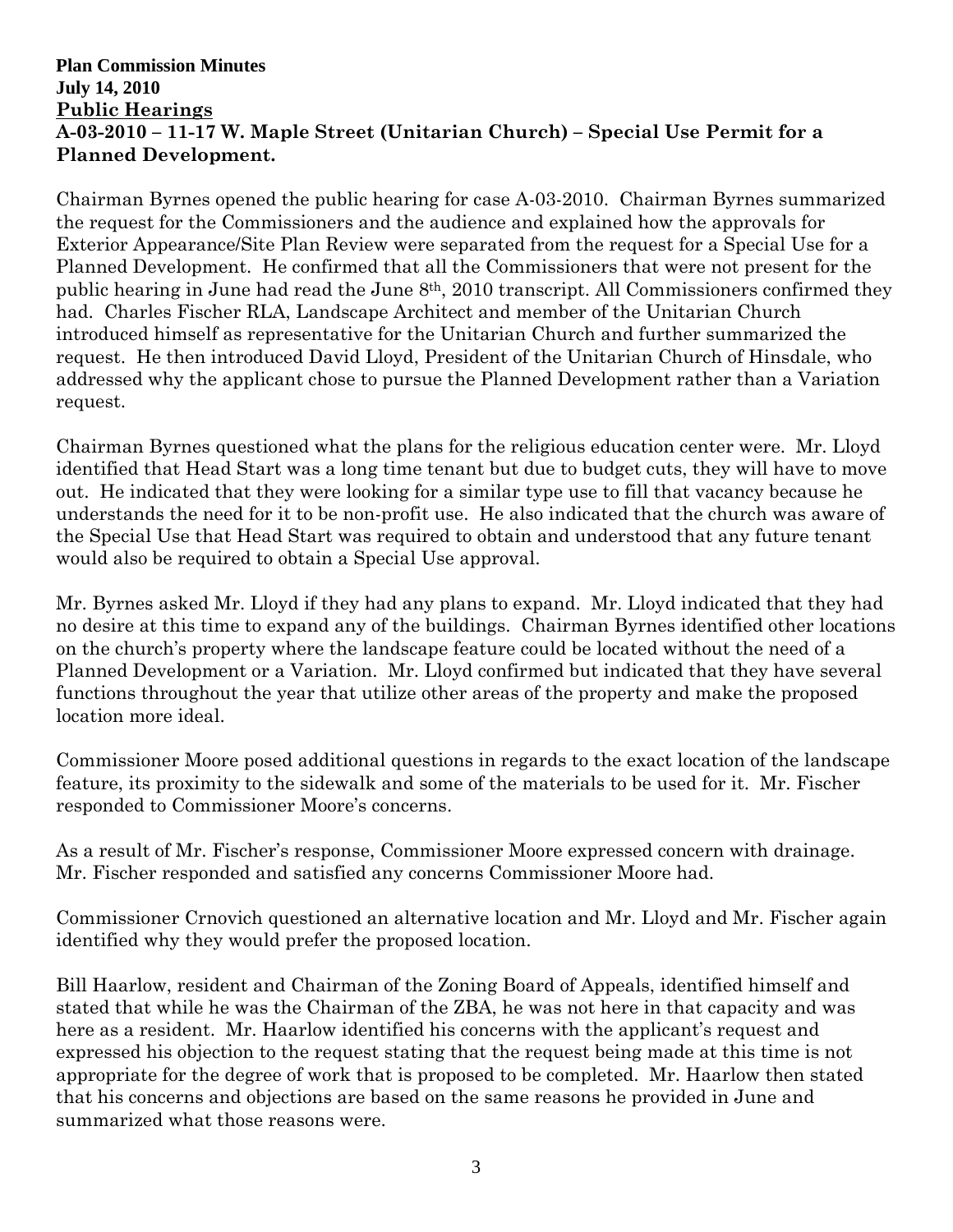**Plan Commission Minutes**
**July 14, 2010**
**Public Hearings**
**A-03-2010 – 11-17 W. Maple Street (Unitarian Church) – Special Use Permit for a Planned Development.**

Chairman Byrnes opened the public hearing for case A-03-2010. Chairman Byrnes summarized the request for the Commissioners and the audience and explained how the approvals for Exterior Appearance/Site Plan Review were separated from the request for a Special Use for a Planned Development. He confirmed that all the Commissioners that were not present for the public hearing in June had read the June 8th, 2010 transcript. All Commissioners confirmed they had. Charles Fischer RLA, Landscape Architect and member of the Unitarian Church introduced himself as representative for the Unitarian Church and further summarized the request. He then introduced David Lloyd, President of the Unitarian Church of Hinsdale, who addressed why the applicant chose to pursue the Planned Development rather than a Variation request.

Chairman Byrnes questioned what the plans for the religious education center were. Mr. Lloyd identified that Head Start was a long time tenant but due to budget cuts, they will have to move out. He indicated that they were looking for a similar type use to fill that vacancy because he understands the need for it to be non-profit use. He also indicated that the church was aware of the Special Use that Head Start was required to obtain and understood that any future tenant would also be required to obtain a Special Use approval.

Mr. Byrnes asked Mr. Lloyd if they had any plans to expand. Mr. Lloyd indicated that they had no desire at this time to expand any of the buildings. Chairman Byrnes identified other locations on the church's property where the landscape feature could be located without the need of a Planned Development or a Variation. Mr. Lloyd confirmed but indicated that they have several functions throughout the year that utilize other areas of the property and make the proposed location more ideal.

Commissioner Moore posed additional questions in regards to the exact location of the landscape feature, its proximity to the sidewalk and some of the materials to be used for it. Mr. Fischer responded to Commissioner Moore's concerns.

As a result of Mr. Fischer's response, Commissioner Moore expressed concern with drainage. Mr. Fischer responded and satisfied any concerns Commissioner Moore had.

Commissioner Crnovich questioned an alternative location and Mr. Lloyd and Mr. Fischer again identified why they would prefer the proposed location.

Bill Haarlow, resident and Chairman of the Zoning Board of Appeals, identified himself and stated that while he was the Chairman of the ZBA, he was not here in that capacity and was here as a resident. Mr. Haarlow identified his concerns with the applicant's request and expressed his objection to the request stating that the request being made at this time is not appropriate for the degree of work that is proposed to be completed. Mr. Haarlow then stated that his concerns and objections are based on the same reasons he provided in June and summarized what those reasons were.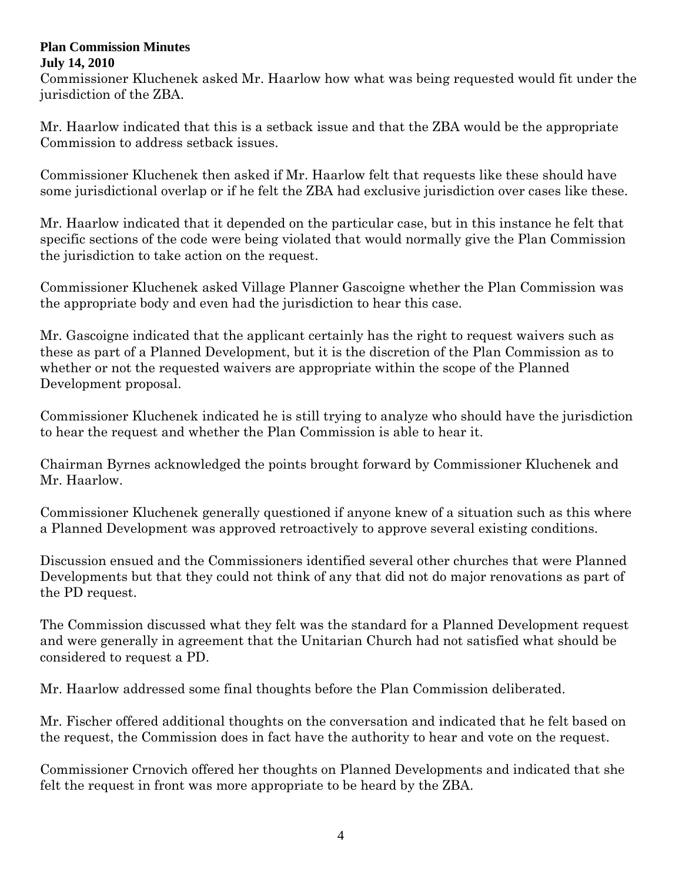Commissioner Kluchenek asked Mr. Haarlow how what was being requested would fit under the jurisdiction of the ZBA.

Mr. Haarlow indicated that this is a setback issue and that the ZBA would be the appropriate Commission to address setback issues.

Commissioner Kluchenek then asked if Mr. Haarlow felt that requests like these should have some jurisdictional overlap or if he felt the ZBA had exclusive jurisdiction over cases like these.

Mr. Haarlow indicated that it depended on the particular case, but in this instance he felt that specific sections of the code were being violated that would normally give the Plan Commission the jurisdiction to take action on the request.

Commissioner Kluchenek asked Village Planner Gascoigne whether the Plan Commission was the appropriate body and even had the jurisdiction to hear this case.

Mr. Gascoigne indicated that the applicant certainly has the right to request waivers such as these as part of a Planned Development, but it is the discretion of the Plan Commission as to whether or not the requested waivers are appropriate within the scope of the Planned Development proposal.

Commissioner Kluchenek indicated he is still trying to analyze who should have the jurisdiction to hear the request and whether the Plan Commission is able to hear it.

Chairman Byrnes acknowledged the points brought forward by Commissioner Kluchenek and Mr. Haarlow.

Commissioner Kluchenek generally questioned if anyone knew of a situation such as this where a Planned Development was approved retroactively to approve several existing conditions.

Discussion ensued and the Commissioners identified several other churches that were Planned Developments but that they could not think of any that did not do major renovations as part of the PD request.

The Commission discussed what they felt was the standard for a Planned Development request and were generally in agreement that the Unitarian Church had not satisfied what should be considered to request a PD.

Mr. Haarlow addressed some final thoughts before the Plan Commission deliberated.

Mr. Fischer offered additional thoughts on the conversation and indicated that he felt based on the request, the Commission does in fact have the authority to hear and vote on the request.

Commissioner Crnovich offered her thoughts on Planned Developments and indicated that she felt the request in front was more appropriate to be heard by the ZBA.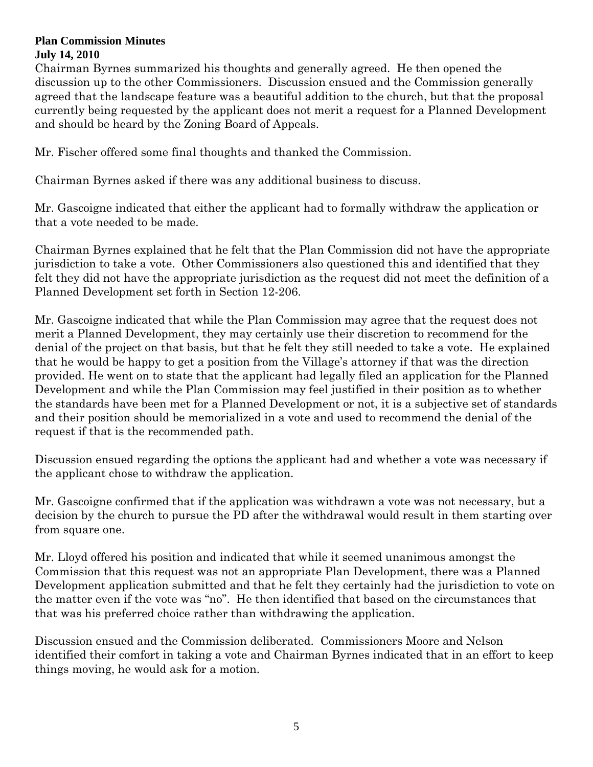Chairman Byrnes summarized his thoughts and generally agreed. He then opened the discussion up to the other Commissioners. Discussion ensued and the Commission generally agreed that the landscape feature was a beautiful addition to the church, but that the proposal currently being requested by the applicant does not merit a request for a Planned Development and should be heard by the Zoning Board of Appeals.

Mr. Fischer offered some final thoughts and thanked the Commission.

Chairman Byrnes asked if there was any additional business to discuss.

Mr. Gascoigne indicated that either the applicant had to formally withdraw the application or that a vote needed to be made.

Chairman Byrnes explained that he felt that the Plan Commission did not have the appropriate jurisdiction to take a vote. Other Commissioners also questioned this and identified that they felt they did not have the appropriate jurisdiction as the request did not meet the definition of a Planned Development set forth in Section 12-206.

Mr. Gascoigne indicated that while the Plan Commission may agree that the request does not merit a Planned Development, they may certainly use their discretion to recommend for the denial of the project on that basis, but that he felt they still needed to take a vote. He explained that he would be happy to get a position from the Village's attorney if that was the direction provided. He went on to state that the applicant had legally filed an application for the Planned Development and while the Plan Commission may feel justified in their position as to whether the standards have been met for a Planned Development or not, it is a subjective set of standards and their position should be memorialized in a vote and used to recommend the denial of the request if that is the recommended path.

Discussion ensued regarding the options the applicant had and whether a vote was necessary if the applicant chose to withdraw the application.

Mr. Gascoigne confirmed that if the application was withdrawn a vote was not necessary, but a decision by the church to pursue the PD after the withdrawal would result in them starting over from square one.

Mr. Lloyd offered his position and indicated that while it seemed unanimous amongst the Commission that this request was not an appropriate Plan Development, there was a Planned Development application submitted and that he felt they certainly had the jurisdiction to vote on the matter even if the vote was "no". He then identified that based on the circumstances that that was his preferred choice rather than withdrawing the application.

Discussion ensued and the Commission deliberated. Commissioners Moore and Nelson identified their comfort in taking a vote and Chairman Byrnes indicated that in an effort to keep things moving, he would ask for a motion.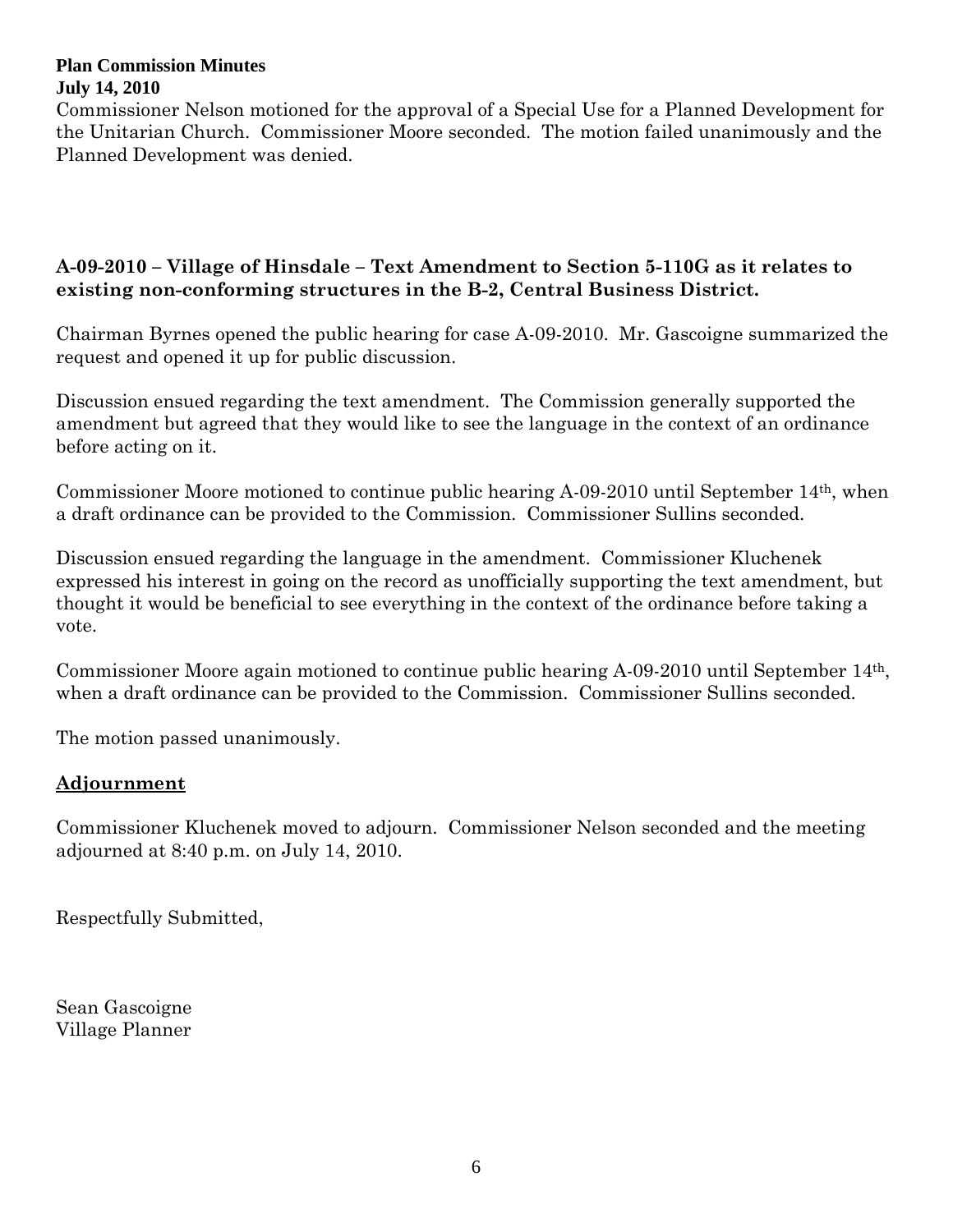Commissioner Nelson motioned for the approval of a Special Use for a Planned Development for the Unitarian Church. Commissioner Moore seconded. The motion failed unanimously and the Planned Development was denied.

**A-09-2010 – Village of Hinsdale – Text Amendment to Section 5-110G as it relates to existing non-conforming structures in the B-2, Central Business District.**

Chairman Byrnes opened the public hearing for case A-09-2010. Mr. Gascoigne summarized the request and opened it up for public discussion.

Discussion ensued regarding the text amendment. The Commission generally supported the amendment but agreed that they would like to see the language in the context of an ordinance before acting on it.

Commissioner Moore motioned to continue public hearing A-09-2010 until September 14th, when a draft ordinance can be provided to the Commission. Commissioner Sullins seconded.

Discussion ensued regarding the language in the amendment. Commissioner Kluchenek expressed his interest in going on the record as unofficially supporting the text amendment, but thought it would be beneficial to see everything in the context of the ordinance before taking a vote.

Commissioner Moore again motioned to continue public hearing A-09-2010 until September 14th, when a draft ordinance can be provided to the Commission. Commissioner Sullins seconded.

The motion passed unanimously.

## Adjournment

Commissioner Kluchenek moved to adjourn. Commissioner Nelson seconded and the meeting adjourned at 8:40 p.m. on July 14, 2010.

Respectfully Submitted,

Sean Gascoigne
Village Planner